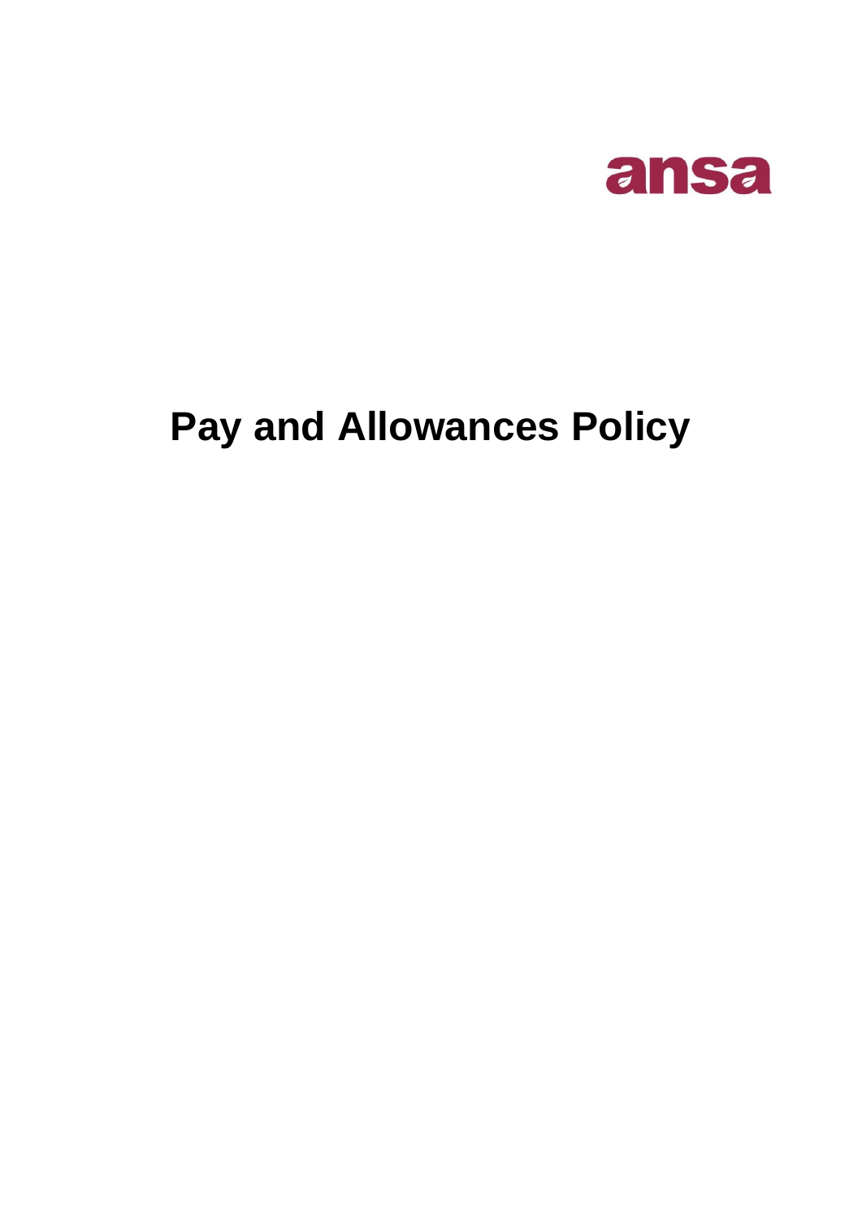ansa

# Pay and Allowances Policy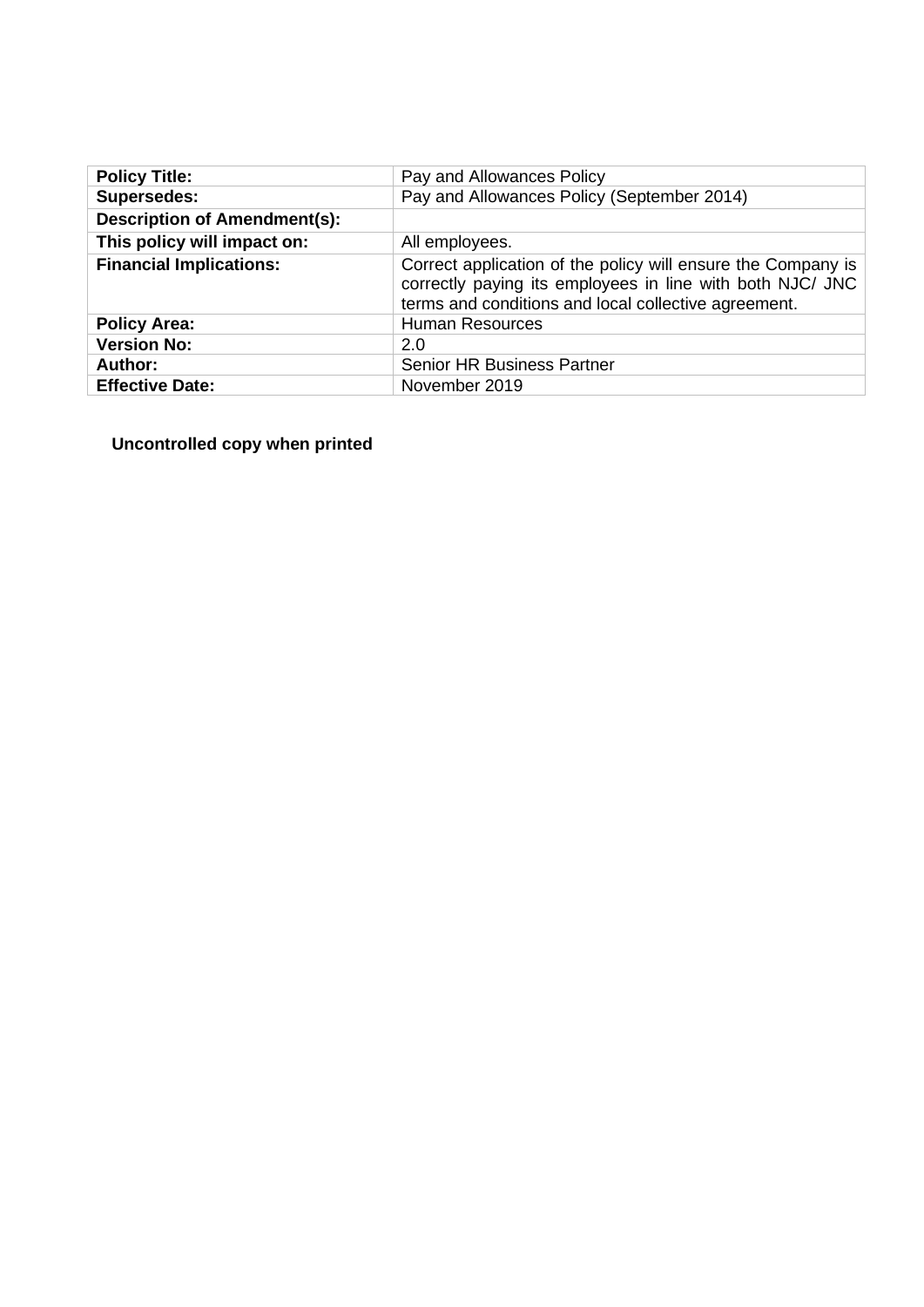| **Policy Title:** | Pay and Allowances Policy |
|---|---|
| **Supersedes:** | Pay and Allowances Policy (September 2014) |
| **Description of Amendment(s):** | |
| **This policy will impact on:** | All employees. |
| **Financial Implications:** | Correct application of the policy will ensure the Company is correctly paying its employees in line with both NJC/ JNC terms and conditions and local collective agreement. |
| **Policy Area:** | Human Resources |
| **Version No:** | 2.0 |
| **Author:** | Senior HR Business Partner |
| **Effective Date:** | November 2019 |

**Uncontrolled copy when printed**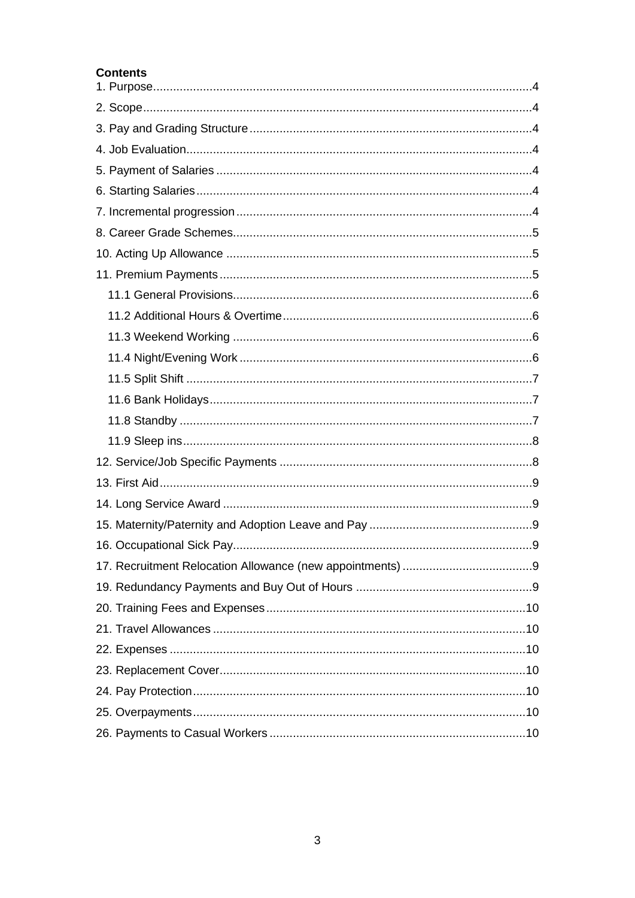**Contents**

1. Purpose....................................................................................................4
2. Scope........................................................................................................4
3. Pay and Grading Structure.......................................................................4
4. Job Evaluation..........................................................................................4
5. Payment of Salaries..................................................................................4
6. Starting Salaries........................................................................................4
7. Incremental progression...........................................................................4
8. Career Grade Schemes............................................................................5
10. Acting Up Allowance..............................................................................5
11. Premium Payments.................................................................................5
    - 11.1 General Provisions.........................................................................6
    - 11.2 Additional Hours & Overtime..........................................................6
    - 11.3 Weekend Working..........................................................................6
    - 11.4 Night/Evening Work........................................................................6
    - 11.5 Split Shift........................................................................................7
    - 11.6 Bank Holidays.................................................................................7
    - 11.8 Standby..........................................................................................7
    - 11.9 Sleep ins.........................................................................................8
12. Service/Job Specific Payments...............................................................8
13. First Aid...................................................................................................9
14. Long Service Award................................................................................9
15. Maternity/Paternity and Adoption Leave and Pay....................................9
16. Occupational Sick Pay.............................................................................9
17. Recruitment Relocation Allowance (new appointments)..........................9
19. Redundancy Payments and Buy Out of Hours........................................9
20. Training Fees and Expenses..................................................................10
21. Travel Allowances..................................................................................10
22. Expenses...............................................................................................10
23. Replacement Cover...............................................................................10
24. Pay Protection.......................................................................................10
25. Overpayments.......................................................................................10
26. Payments to Casual Workers................................................................10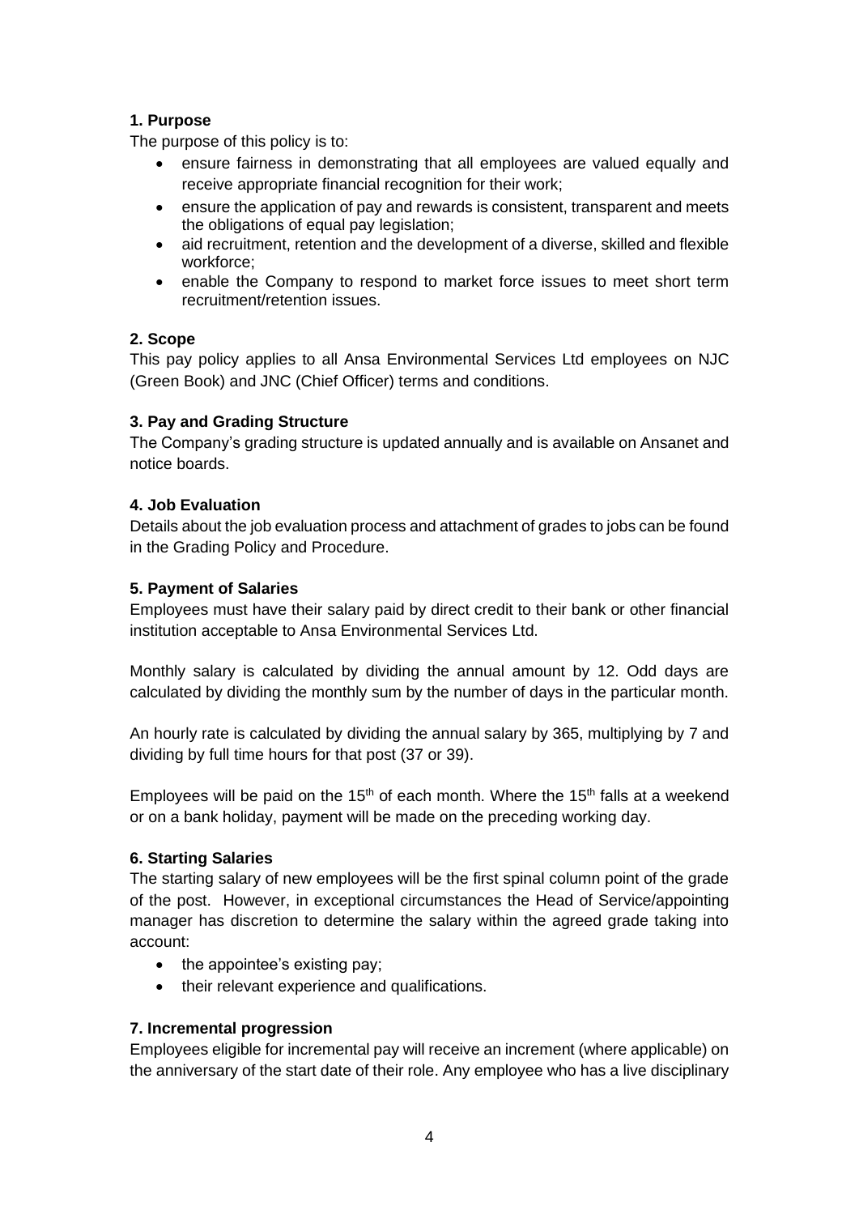### 1. Purpose

The purpose of this policy is to:

- ensure fairness in demonstrating that all employees are valued equally and receive appropriate financial recognition for their work;
- ensure the application of pay and rewards is consistent, transparent and meets the obligations of equal pay legislation;
- aid recruitment, retention and the development of a diverse, skilled and flexible workforce;
- enable the Company to respond to market force issues to meet short term recruitment/retention issues.

### 2. Scope

This pay policy applies to all Ansa Environmental Services Ltd employees on NJC (Green Book) and JNC (Chief Officer) terms and conditions.

### 3. Pay and Grading Structure

The Company's grading structure is updated annually and is available on Ansanet and notice boards.

### 4. Job Evaluation

Details about the job evaluation process and attachment of grades to jobs can be found in the Grading Policy and Procedure.

### 5. Payment of Salaries

Employees must have their salary paid by direct credit to their bank or other financial institution acceptable to Ansa Environmental Services Ltd.

Monthly salary is calculated by dividing the annual amount by 12. Odd days are calculated by dividing the monthly sum by the number of days in the particular month.

An hourly rate is calculated by dividing the annual salary by 365, multiplying by 7 and dividing by full time hours for that post (37 or 39).

Employees will be paid on the 15th of each month. Where the 15th falls at a weekend or on a bank holiday, payment will be made on the preceding working day.

### 6. Starting Salaries

The starting salary of new employees will be the first spinal column point of the grade of the post. However, in exceptional circumstances the Head of Service/appointing manager has discretion to determine the salary within the agreed grade taking into account:

- the appointee's existing pay;
- their relevant experience and qualifications.

### 7. Incremental progression

Employees eligible for incremental pay will receive an increment (where applicable) on the anniversary of the start date of their role. Any employee who has a live disciplinary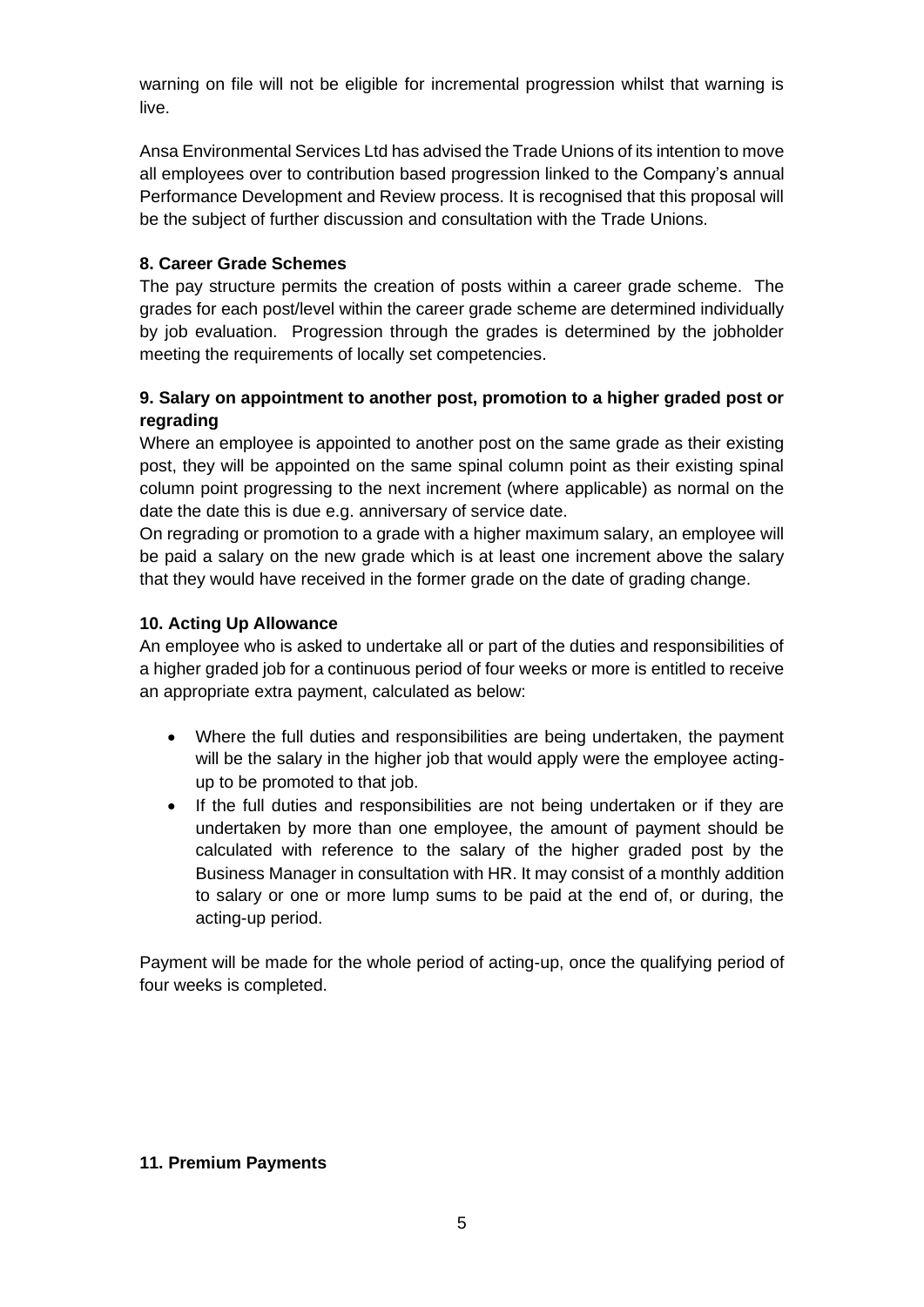warning on file will not be eligible for incremental progression whilst that warning is live.

Ansa Environmental Services Ltd has advised the Trade Unions of its intention to move all employees over to contribution based progression linked to the Company's annual Performance Development and Review process. It is recognised that this proposal will be the subject of further discussion and consultation with the Trade Unions.

**8. Career Grade Schemes**

The pay structure permits the creation of posts within a career grade scheme. The grades for each post/level within the career grade scheme are determined individually by job evaluation. Progression through the grades is determined by the jobholder meeting the requirements of locally set competencies.

**9. Salary on appointment to another post, promotion to a higher graded post or regrading**

Where an employee is appointed to another post on the same grade as their existing post, they will be appointed on the same spinal column point as their existing spinal column point progressing to the next increment (where applicable) as normal on the date the date this is due e.g. anniversary of service date.

On regrading or promotion to a grade with a higher maximum salary, an employee will be paid a salary on the new grade which is at least one increment above the salary that they would have received in the former grade on the date of grading change.

**10. Acting Up Allowance**

An employee who is asked to undertake all or part of the duties and responsibilities of a higher graded job for a continuous period of four weeks or more is entitled to receive an appropriate extra payment, calculated as below:

- Where the full duties and responsibilities are being undertaken, the payment will be the salary in the higher job that would apply were the employee acting-up to be promoted to that job.
- If the full duties and responsibilities are not being undertaken or if they are undertaken by more than one employee, the amount of payment should be calculated with reference to the salary of the higher graded post by the Business Manager in consultation with HR. It may consist of a monthly addition to salary or one or more lump sums to be paid at the end of, or during, the acting-up period.

Payment will be made for the whole period of acting-up, once the qualifying period of four weeks is completed.

**11. Premium Payments**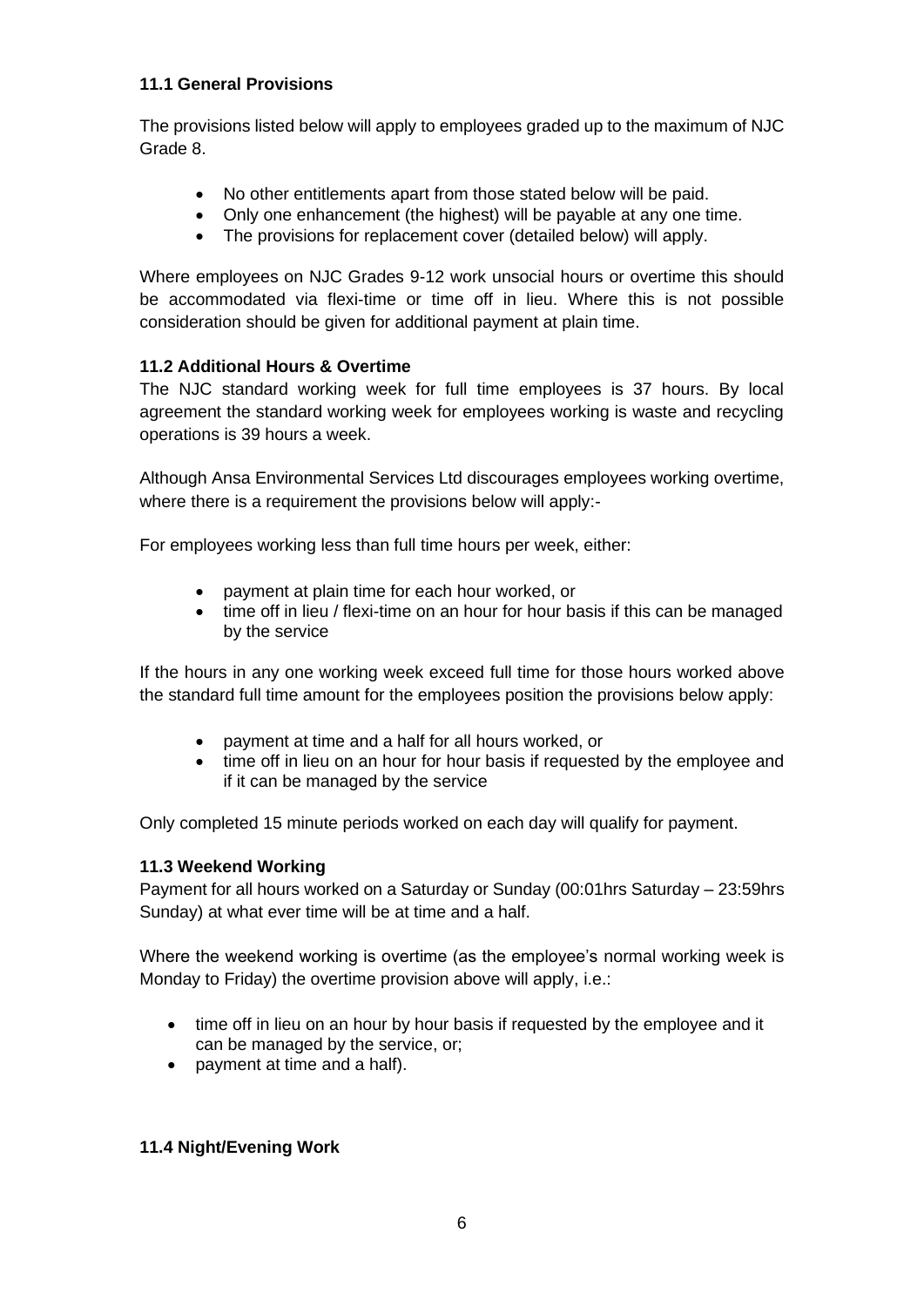### 11.1 General Provisions

The provisions listed below will apply to employees graded up to the maximum of NJC Grade 8.

- No other entitlements apart from those stated below will be paid.
- Only one enhancement (the highest) will be payable at any one time.
- The provisions for replacement cover (detailed below) will apply.

Where employees on NJC Grades 9-12 work unsocial hours or overtime this should be accommodated via flexi-time or time off in lieu. Where this is not possible consideration should be given for additional payment at plain time.

### 11.2 Additional Hours & Overtime

The NJC standard working week for full time employees is 37 hours. By local agreement the standard working week for employees working is waste and recycling operations is 39 hours a week.

Although Ansa Environmental Services Ltd discourages employees working overtime, where there is a requirement the provisions below will apply:-

For employees working less than full time hours per week, either:

- payment at plain time for each hour worked, or
- time off in lieu / flexi-time on an hour for hour basis if this can be managed by the service

If the hours in any one working week exceed full time for those hours worked above the standard full time amount for the employees position the provisions below apply:

- payment at time and a half for all hours worked, or
- time off in lieu on an hour for hour basis if requested by the employee and if it can be managed by the service

Only completed 15 minute periods worked on each day will qualify for payment.

### 11.3 Weekend Working

Payment for all hours worked on a Saturday or Sunday (00:01hrs Saturday – 23:59hrs Sunday) at what ever time will be at time and a half.

Where the weekend working is overtime (as the employee's normal working week is Monday to Friday) the overtime provision above will apply, i.e.:

- time off in lieu on an hour by hour basis if requested by the employee and it can be managed by the service, or;
- payment at time and a half).

### 11.4 Night/Evening Work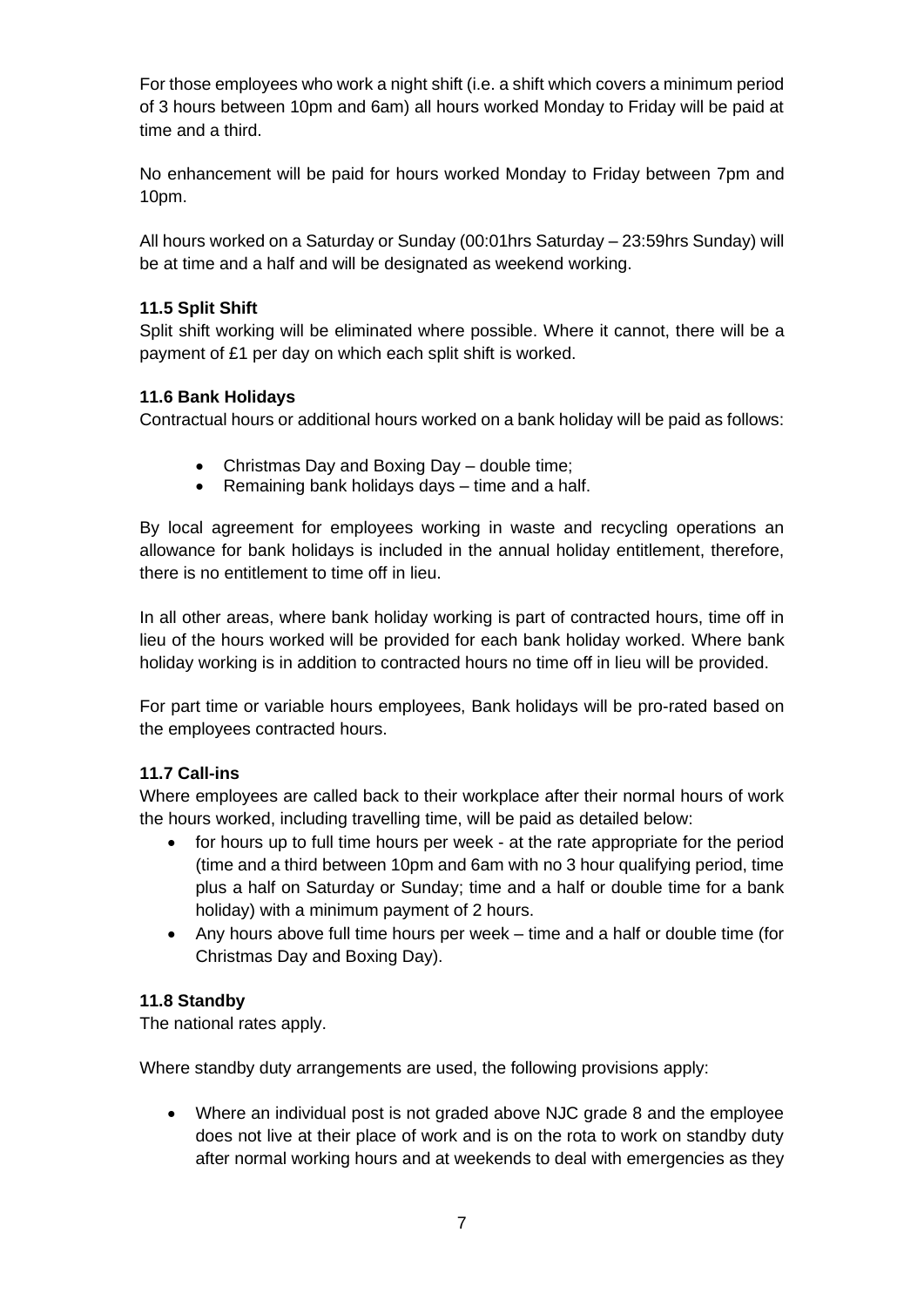For those employees who work a night shift (i.e. a shift which covers a minimum period of 3 hours between 10pm and 6am) all hours worked Monday to Friday will be paid at time and a third.

No enhancement will be paid for hours worked Monday to Friday between 7pm and 10pm.

All hours worked on a Saturday or Sunday (00:01hrs Saturday – 23:59hrs Sunday) will be at time and a half and will be designated as weekend working.

**11.5 Split Shift**

Split shift working will be eliminated where possible. Where it cannot, there will be a payment of £1 per day on which each split shift is worked.

**11.6 Bank Holidays**

Contractual hours or additional hours worked on a bank holiday will be paid as follows:

- Christmas Day and Boxing Day – double time;
- Remaining bank holidays days – time and a half.

By local agreement for employees working in waste and recycling operations an allowance for bank holidays is included in the annual holiday entitlement, therefore, there is no entitlement to time off in lieu.

In all other areas, where bank holiday working is part of contracted hours, time off in lieu of the hours worked will be provided for each bank holiday worked. Where bank holiday working is in addition to contracted hours no time off in lieu will be provided.

For part time or variable hours employees, Bank holidays will be pro-rated based on the employees contracted hours.

**11.7 Call-ins**

Where employees are called back to their workplace after their normal hours of work the hours worked, including travelling time, will be paid as detailed below:

- for hours up to full time hours per week - at the rate appropriate for the period (time and a third between 10pm and 6am with no 3 hour qualifying period, time plus a half on Saturday or Sunday; time and a half or double time for a bank holiday) with a minimum payment of 2 hours.
- Any hours above full time hours per week – time and a half or double time (for Christmas Day and Boxing Day).

**11.8 Standby**

The national rates apply.

Where standby duty arrangements are used, the following provisions apply:

- Where an individual post is not graded above NJC grade 8 and the employee does not live at their place of work and is on the rota to work on standby duty after normal working hours and at weekends to deal with emergencies as they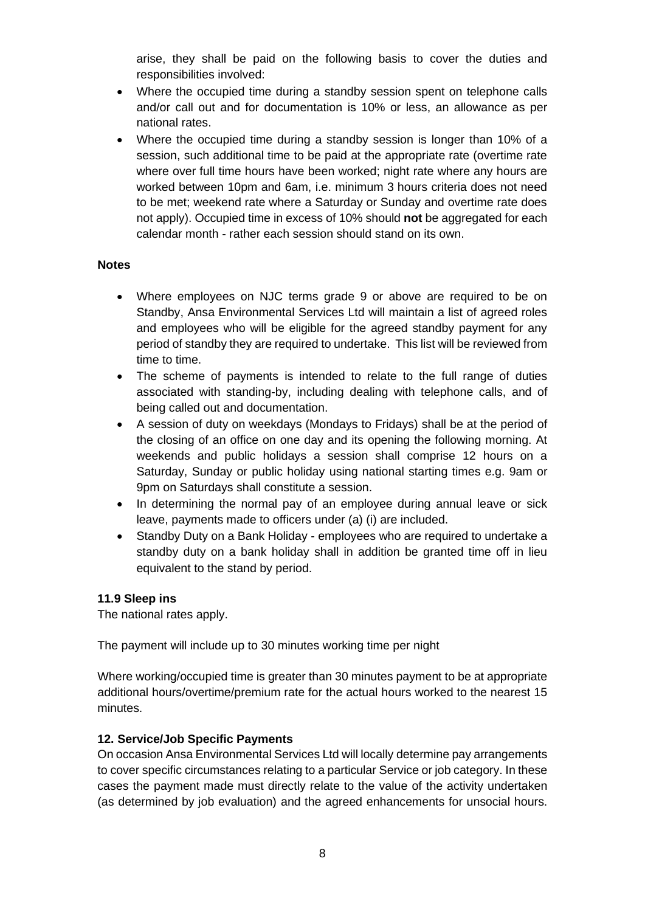arise, they shall be paid on the following basis to cover the duties and responsibilities involved:

- Where the occupied time during a standby session spent on telephone calls and/or call out and for documentation is 10% or less, an allowance as per national rates.
- Where the occupied time during a standby session is longer than 10% of a session, such additional time to be paid at the appropriate rate (overtime rate where over full time hours have been worked; night rate where any hours are worked between 10pm and 6am, i.e. minimum 3 hours criteria does not need to be met; weekend rate where a Saturday or Sunday and overtime rate does not apply). Occupied time in excess of 10% should **not** be aggregated for each calendar month - rather each session should stand on its own.

**Notes**

- Where employees on NJC terms grade 9 or above are required to be on Standby, Ansa Environmental Services Ltd will maintain a list of agreed roles and employees who will be eligible for the agreed standby payment for any period of standby they are required to undertake. This list will be reviewed from time to time.
- The scheme of payments is intended to relate to the full range of duties associated with standing-by, including dealing with telephone calls, and of being called out and documentation.
- A session of duty on weekdays (Mondays to Fridays) shall be at the period of the closing of an office on one day and its opening the following morning. At weekends and public holidays a session shall comprise 12 hours on a Saturday, Sunday or public holiday using national starting times e.g. 9am or 9pm on Saturdays shall constitute a session.
- In determining the normal pay of an employee during annual leave or sick leave, payments made to officers under (a) (i) are included.
- Standby Duty on a Bank Holiday - employees who are required to undertake a standby duty on a bank holiday shall in addition be granted time off in lieu equivalent to the stand by period.

**11.9 Sleep ins**

The national rates apply.

The payment will include up to 30 minutes working time per night

Where working/occupied time is greater than 30 minutes payment to be at appropriate additional hours/overtime/premium rate for the actual hours worked to the nearest 15 minutes.

**12. Service/Job Specific Payments**

On occasion Ansa Environmental Services Ltd will locally determine pay arrangements to cover specific circumstances relating to a particular Service or job category. In these cases the payment made must directly relate to the value of the activity undertaken (as determined by job evaluation) and the agreed enhancements for unsocial hours.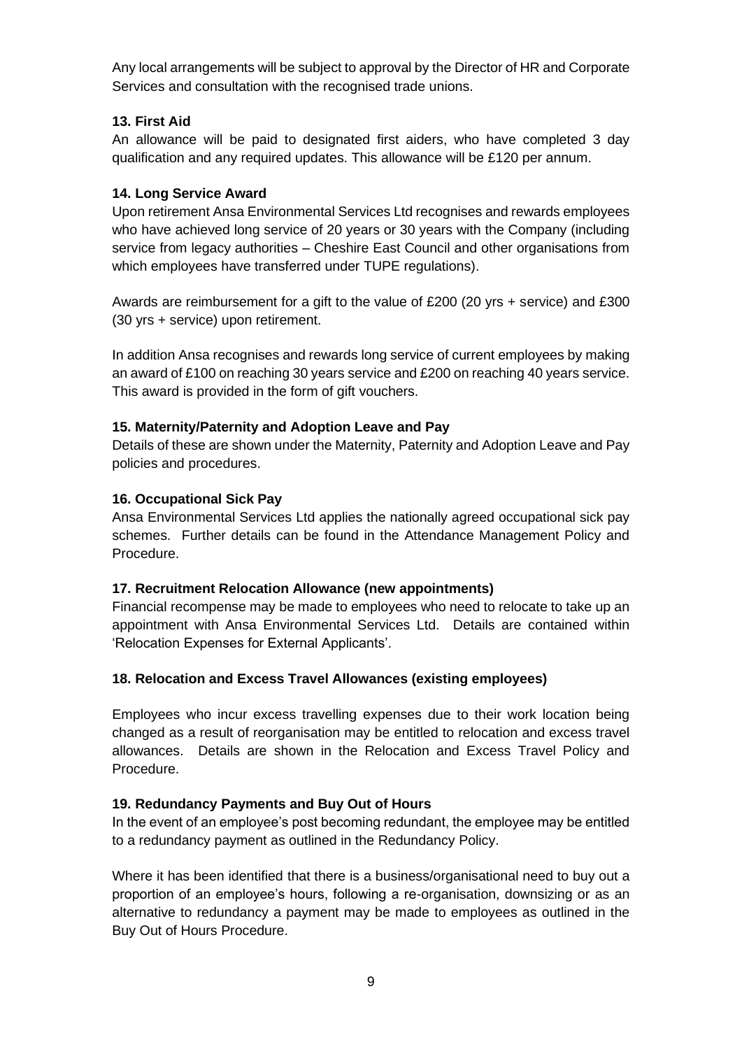Any local arrangements will be subject to approval by the Director of HR and Corporate Services and consultation with the recognised trade unions.

### 13. First Aid

An allowance will be paid to designated first aiders, who have completed 3 day qualification and any required updates. This allowance will be £120 per annum.

### 14. Long Service Award

Upon retirement Ansa Environmental Services Ltd recognises and rewards employees who have achieved long service of 20 years or 30 years with the Company (including service from legacy authorities – Cheshire East Council and other organisations from which employees have transferred under TUPE regulations).

Awards are reimbursement for a gift to the value of £200 (20 yrs + service) and £300 (30 yrs + service) upon retirement.

In addition Ansa recognises and rewards long service of current employees by making an award of £100 on reaching 30 years service and £200 on reaching 40 years service. This award is provided in the form of gift vouchers.

### 15. Maternity/Paternity and Adoption Leave and Pay

Details of these are shown under the Maternity, Paternity and Adoption Leave and Pay policies and procedures.

### 16. Occupational Sick Pay

Ansa Environmental Services Ltd applies the nationally agreed occupational sick pay schemes. Further details can be found in the Attendance Management Policy and Procedure.

### 17. Recruitment Relocation Allowance (new appointments)

Financial recompense may be made to employees who need to relocate to take up an appointment with Ansa Environmental Services Ltd. Details are contained within 'Relocation Expenses for External Applicants'.

### 18. Relocation and Excess Travel Allowances (existing employees)

Employees who incur excess travelling expenses due to their work location being changed as a result of reorganisation may be entitled to relocation and excess travel allowances. Details are shown in the Relocation and Excess Travel Policy and Procedure.

### 19. Redundancy Payments and Buy Out of Hours

In the event of an employee's post becoming redundant, the employee may be entitled to a redundancy payment as outlined in the Redundancy Policy.

Where it has been identified that there is a business/organisational need to buy out a proportion of an employee's hours, following a re-organisation, downsizing or as an alternative to redundancy a payment may be made to employees as outlined in the Buy Out of Hours Procedure.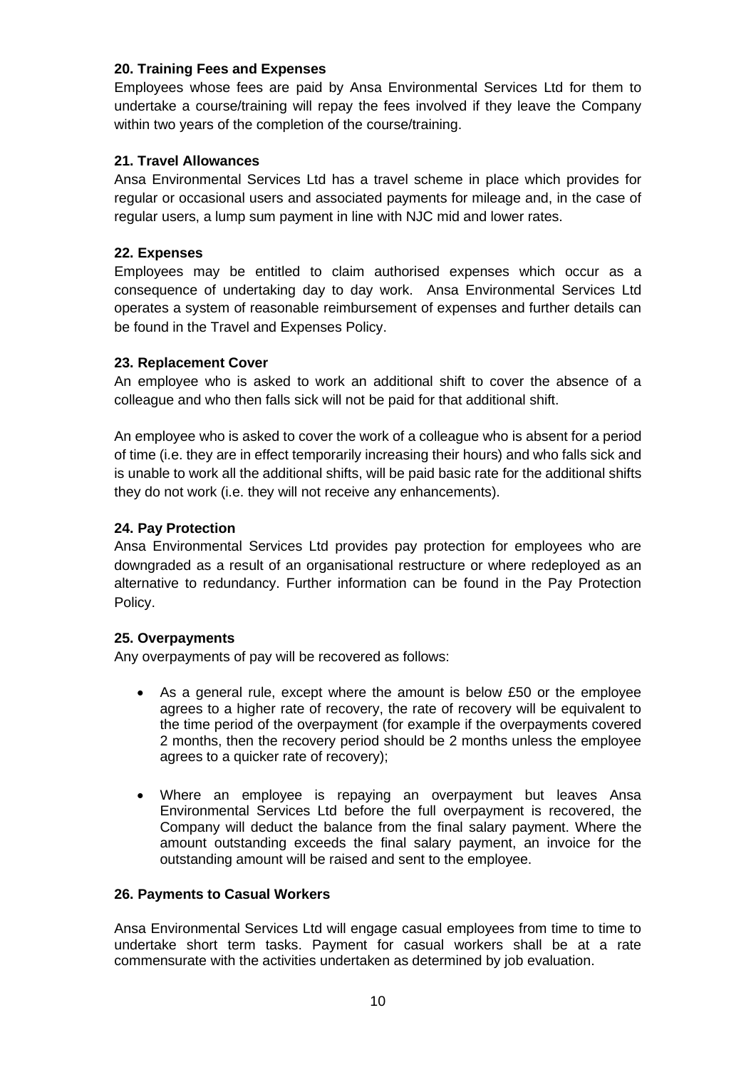**20. Training Fees and Expenses**

Employees whose fees are paid by Ansa Environmental Services Ltd for them to undertake a course/training will repay the fees involved if they leave the Company within two years of the completion of the course/training.

**21. Travel Allowances**

Ansa Environmental Services Ltd has a travel scheme in place which provides for regular or occasional users and associated payments for mileage and, in the case of regular users, a lump sum payment in line with NJC mid and lower rates.

**22. Expenses**

Employees may be entitled to claim authorised expenses which occur as a consequence of undertaking day to day work. Ansa Environmental Services Ltd operates a system of reasonable reimbursement of expenses and further details can be found in the Travel and Expenses Policy.

**23. Replacement Cover**

An employee who is asked to work an additional shift to cover the absence of a colleague and who then falls sick will not be paid for that additional shift.

An employee who is asked to cover the work of a colleague who is absent for a period of time (i.e. they are in effect temporarily increasing their hours) and who falls sick and is unable to work all the additional shifts, will be paid basic rate for the additional shifts they do not work (i.e. they will not receive any enhancements).

**24. Pay Protection**

Ansa Environmental Services Ltd provides pay protection for employees who are downgraded as a result of an organisational restructure or where redeployed as an alternative to redundancy. Further information can be found in the Pay Protection Policy.

**25. Overpayments**

Any overpayments of pay will be recovered as follows:

- As a general rule, except where the amount is below £50 or the employee agrees to a higher rate of recovery, the rate of recovery will be equivalent to the time period of the overpayment (for example if the overpayments covered 2 months, then the recovery period should be 2 months unless the employee agrees to a quicker rate of recovery);

- Where an employee is repaying an overpayment but leaves Ansa Environmental Services Ltd before the full overpayment is recovered, the Company will deduct the balance from the final salary payment. Where the amount outstanding exceeds the final salary payment, an invoice for the outstanding amount will be raised and sent to the employee.

**26. Payments to Casual Workers**

Ansa Environmental Services Ltd will engage casual employees from time to time to undertake short term tasks. Payment for casual workers shall be at a rate commensurate with the activities undertaken as determined by job evaluation.